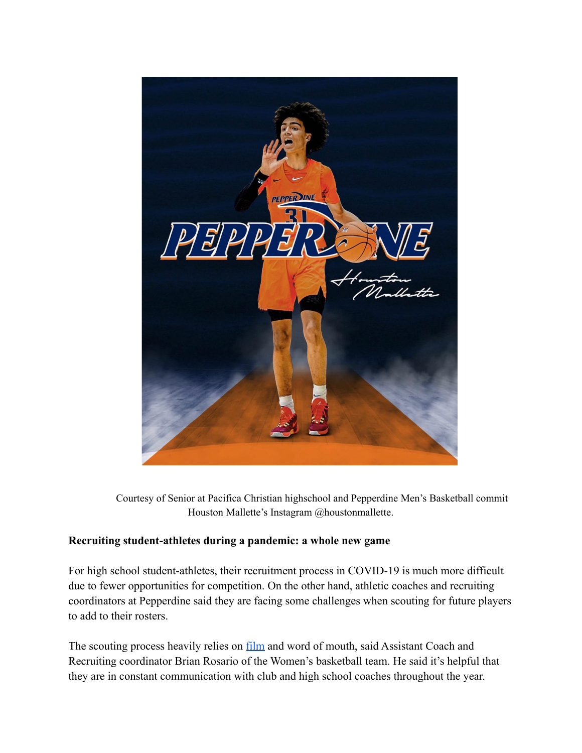Courtesy of Senior at Pacifica Christian highschool and Pepperdine Men's Basketball commit Houston Mallette's Instagram @houstonmallette.

**Recruiting student-athletes during a pandemic: a whole new game**

For high school student-athletes, their recruitment process in COVID-19 is much more difficult due to fewer opportunities for competition. On the other hand, athletic coaches and recruiting coordinators at Pepperdine said they are facing some challenges when scouting for future players to add to their rosters.

The scouting process heavily relies on film and word of mouth, said Assistant Coach and Recruiting coordinator Brian Rosario of the Women's basketball team. He said it's helpful that they are in constant communication with club and high school coaches throughout the year.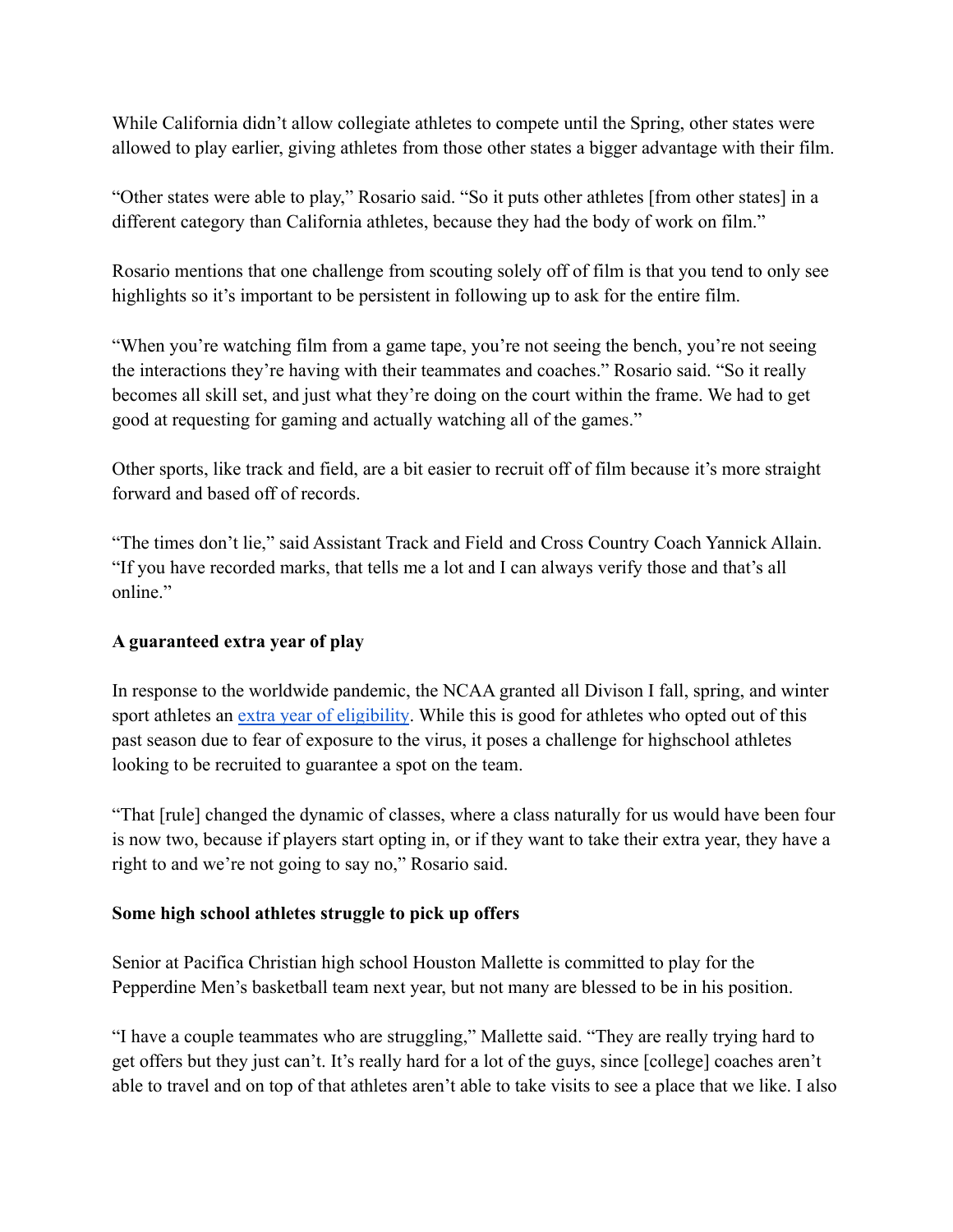While California didn't allow collegiate athletes to compete until the Spring, other states were allowed to play earlier, giving athletes from those other states a bigger advantage with their film.

"Other states were able to play," Rosario said. "So it puts other athletes [from other states] in a different category than California athletes, because they had the body of work on film."

Rosario mentions that one challenge from scouting solely off of film is that you tend to only see highlights so it's important to be persistent in following up to ask for the entire film.

"When you're watching film from a game tape, you're not seeing the bench, you're not seeing the interactions they're having with their teammates and coaches." Rosario said. "So it really becomes all skill set, and just what they're doing on the court within the frame. We had to get good at requesting for gaming and actually watching all of the games."

Other sports, like track and field, are a bit easier to recruit off of film because it's more straight forward and based off of records.

"The times don't lie," said Assistant Track and Field and Cross Country Coach Yannick Allain. "If you have recorded marks, that tells me a lot and I can always verify those and that's all online."

**A guaranteed extra year of play**

In response to the worldwide pandemic, the NCAA granted all Divison I fall, spring, and winter sport athletes an [extra year of eligibility](). While this is good for athletes who opted out of this past season due to fear of exposure to the virus, it poses a challenge for highschool athletes looking to be recruited to guarantee a spot on the team.

"That [rule] changed the dynamic of classes, where a class naturally for us would have been four is now two, because if players start opting in, or if they want to take their extra year, they have a right to and we're not going to say no," Rosario said.

**Some high school athletes struggle to pick up offers**

Senior at Pacifica Christian high school Houston Mallette is committed to play for the Pepperdine Men's basketball team next year, but not many are blessed to be in his position.

"I have a couple teammates who are struggling," Mallette said. "They are really trying hard to get offers but they just can't. It's really hard for a lot of the guys, since [college] coaches aren't able to travel and on top of that athletes aren't able to take visits to see a place that we like. I also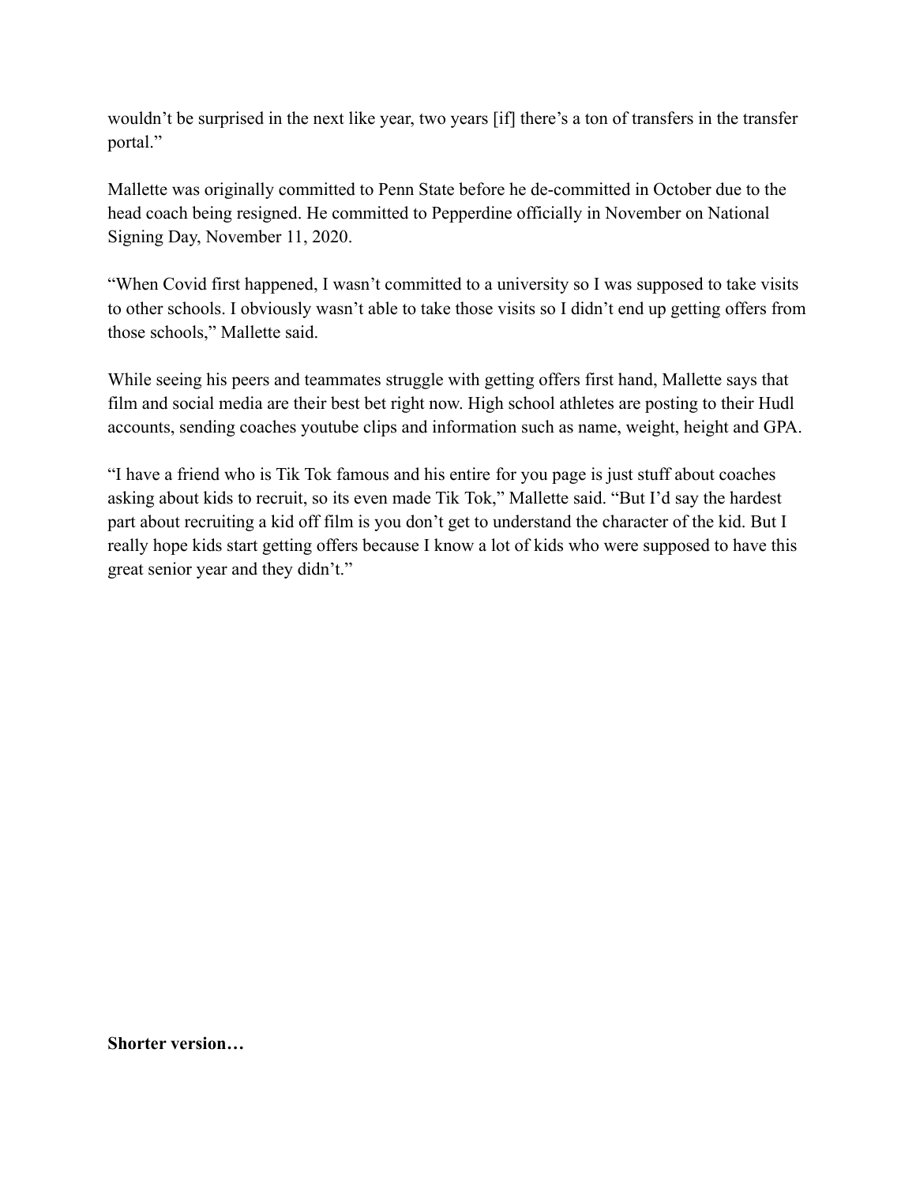wouldn't be surprised in the next like year, two years [if] there's a ton of transfers in the transfer portal."

Mallette was originally committed to Penn State before he de-committed in October due to the head coach being resigned. He committed to Pepperdine officially in November on National Signing Day, November 11, 2020.

"When Covid first happened, I wasn't committed to a university so I was supposed to take visits to other schools. I obviously wasn't able to take those visits so I didn't end up getting offers from those schools," Mallette said.

While seeing his peers and teammates struggle with getting offers first hand, Mallette says that film and social media are their best bet right now. High school athletes are posting to their Hudl accounts, sending coaches youtube clips and information such as name, weight, height and GPA.

"I have a friend who is Tik Tok famous and his entire for you page is just stuff about coaches asking about kids to recruit, so its even made Tik Tok," Mallette said. "But I'd say the hardest part about recruiting a kid off film is you don't get to understand the character of the kid. But I really hope kids start getting offers because I know a lot of kids who were supposed to have this great senior year and they didn't."

**Shorter version…**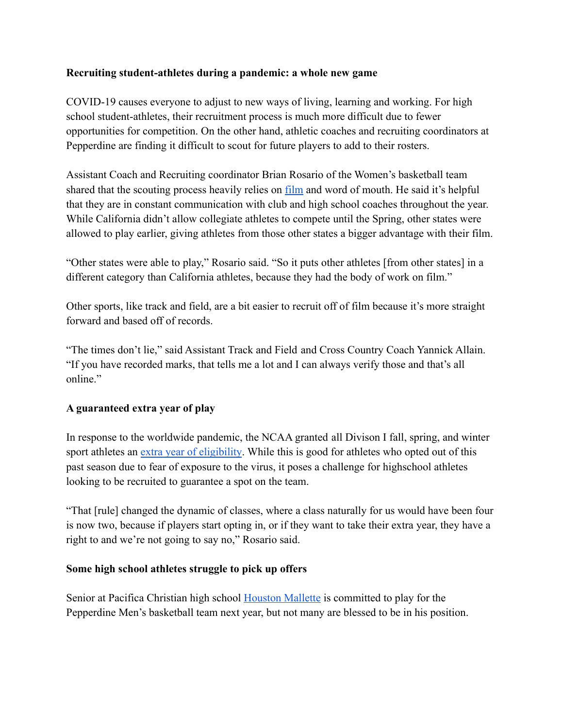**Recruiting student-athletes during a pandemic: a whole new game**

COVID-19 causes everyone to adjust to new ways of living, learning and working. For high school student-athletes, their recruitment process is much more difficult due to fewer opportunities for competition. On the other hand, athletic coaches and recruiting coordinators at Pepperdine are finding it difficult to scout for future players to add to their rosters.

Assistant Coach and Recruiting coordinator Brian Rosario of the Women's basketball team shared that the scouting process heavily relies on film and word of mouth. He said it's helpful that they are in constant communication with club and high school coaches throughout the year. While California didn't allow collegiate athletes to compete until the Spring, other states were allowed to play earlier, giving athletes from those other states a bigger advantage with their film.

"Other states were able to play," Rosario said. "So it puts other athletes [from other states] in a different category than California athletes, because they had the body of work on film."

Other sports, like track and field, are a bit easier to recruit off of film because it's more straight forward and based off of records.

"The times don't lie," said Assistant Track and Field and Cross Country Coach Yannick Allain. "If you have recorded marks, that tells me a lot and I can always verify those and that's all online."

**A guaranteed extra year of play**

In response to the worldwide pandemic, the NCAA granted all Divison I fall, spring, and winter sport athletes an extra year of eligibility. While this is good for athletes who opted out of this past season due to fear of exposure to the virus, it poses a challenge for highschool athletes looking to be recruited to guarantee a spot on the team.

"That [rule] changed the dynamic of classes, where a class naturally for us would have been four is now two, because if players start opting in, or if they want to take their extra year, they have a right to and we're not going to say no," Rosario said.

**Some high school athletes struggle to pick up offers**

Senior at Pacifica Christian high school Houston Mallette is committed to play for the Pepperdine Men's basketball team next year, but not many are blessed to be in his position.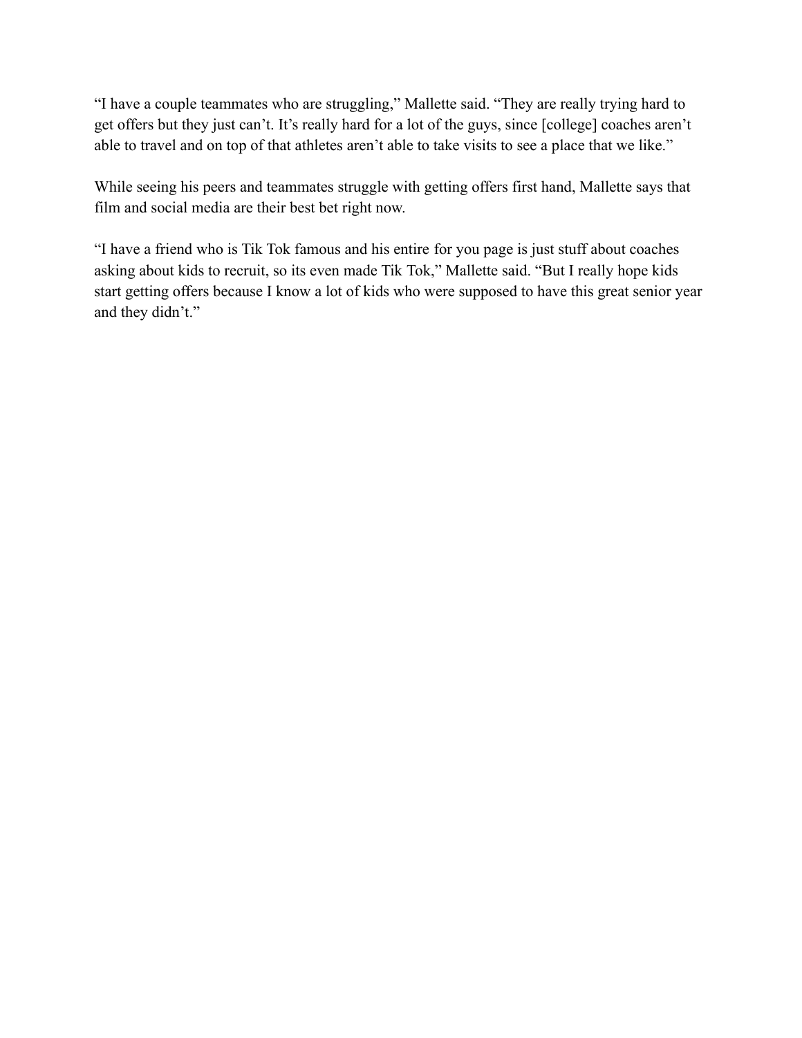“I have a couple teammates who are struggling,” Mallette said. “They are really trying hard to get offers but they just can’t. It’s really hard for a lot of the guys, since [college] coaches aren’t able to travel and on top of that athletes aren’t able to take visits to see a place that we like.”

While seeing his peers and teammates struggle with getting offers first hand, Mallette says that film and social media are their best bet right now.

“I have a friend who is Tik Tok famous and his entire for you page is just stuff about coaches asking about kids to recruit, so its even made Tik Tok,” Mallette said. “But I really hope kids start getting offers because I know a lot of kids who were supposed to have this great senior year and they didn’t.”